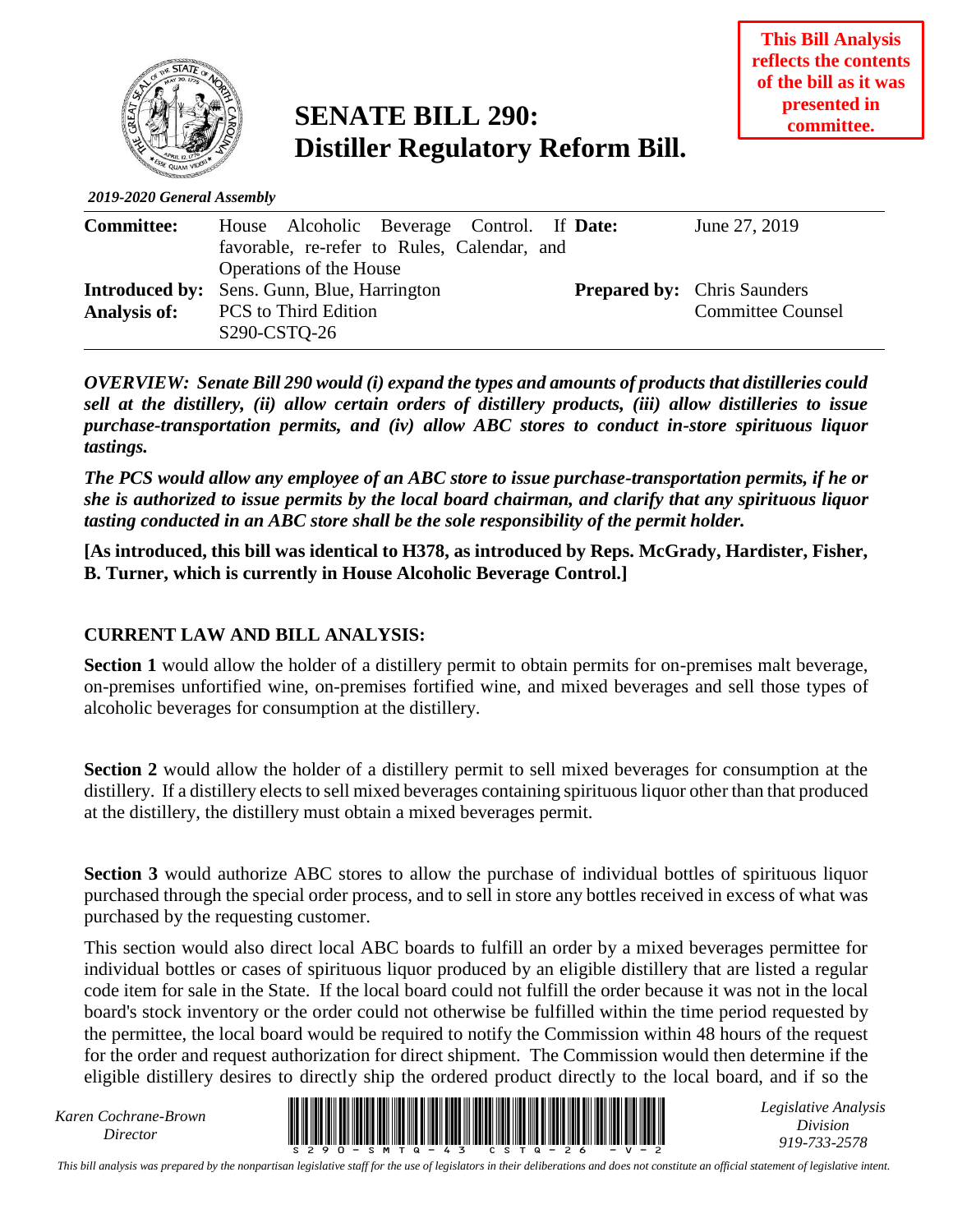**This Bill Analysis reflects the contents of the bill as it was presented in committee.**

# SENATE BILL 290: Distiller Regulatory Reform Bill.

*2019-2020 General Assembly*

| | | | |
|---|---|---|---|
| **Committee:** | House Alcoholic Beverage Control. If favorable, re-refer to Rules, Calendar, and Operations of the House | **Date:** | June 27, 2019 |
| **Introduced by:** | Sens. Gunn, Blue, Harrington | **Prepared by:** | Chris Saunders Committee Counsel |
| **Analysis of:** | PCS to Third Edition S290-CSTQ-26 | | |

***OVERVIEW: Senate Bill 290 would (i) expand the types and amounts of products that distilleries could sell at the distillery, (ii) allow certain orders of distillery products, (iii) allow distilleries to issue purchase-transportation permits, and (iv) allow ABC stores to conduct in-store spirituous liquor tastings.***

***The PCS would allow any employee of an ABC store to issue purchase-transportation permits, if he or she is authorized to issue permits by the local board chairman, and clarify that any spirituous liquor tasting conducted in an ABC store shall be the sole responsibility of the permit holder.***

**[As introduced, this bill was identical to H378, as introduced by Reps. McGrady, Hardister, Fisher, B. Turner, which is currently in House Alcoholic Beverage Control.]**

## CURRENT LAW AND BILL ANALYSIS:

**Section 1** would allow the holder of a distillery permit to obtain permits for on-premises malt beverage, on-premises unfortified wine, on-premises fortified wine, and mixed beverages and sell those types of alcoholic beverages for consumption at the distillery.

**Section 2** would allow the holder of a distillery permit to sell mixed beverages for consumption at the distillery. If a distillery elects to sell mixed beverages containing spirituous liquor other than that produced at the distillery, the distillery must obtain a mixed beverages permit.

**Section 3** would authorize ABC stores to allow the purchase of individual bottles of spirituous liquor purchased through the special order process, and to sell in store any bottles received in excess of what was purchased by the requesting customer.

This section would also direct local ABC boards to fulfill an order by a mixed beverages permittee for individual bottles or cases of spirituous liquor produced by an eligible distillery that are listed a regular code item for sale in the State. If the local board could not fulfill the order because it was not in the local board's stock inventory or the order could not otherwise be fulfilled within the time period requested by the permittee, the local board would be required to notify the Commission within 48 hours of the request for the order and request authorization for direct shipment. The Commission would then determine if the eligible distillery desires to directly ship the ordered product directly to the local board, and if so the

Karen Cochrane-Brown
Director

Legislative Analysis Division
919-733-2578

*This bill analysis was prepared by the nonpartisan legislative staff for the use of legislators in their deliberations and does not constitute an official statement of legislative intent.*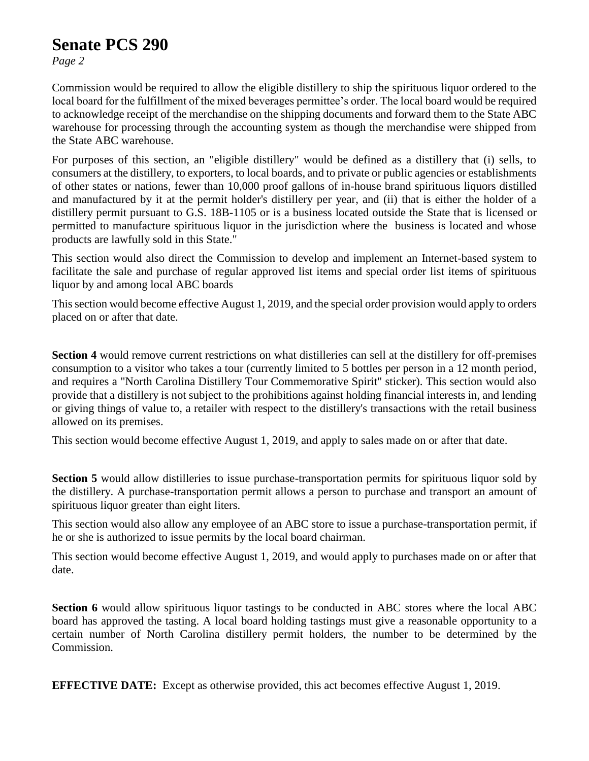Commission would be required to allow the eligible distillery to ship the spirituous liquor ordered to the local board for the fulfillment of the mixed beverages permittee's order. The local board would be required to acknowledge receipt of the merchandise on the shipping documents and forward them to the State ABC warehouse for processing through the accounting system as though the merchandise were shipped from the State ABC warehouse.

For purposes of this section, an "eligible distillery" would be defined as a distillery that (i) sells, to consumers at the distillery, to exporters, to local boards, and to private or public agencies or establishments of other states or nations, fewer than 10,000 proof gallons of in-house brand spirituous liquors distilled and manufactured by it at the permit holder's distillery per year, and (ii) that is either the holder of a distillery permit pursuant to G.S. 18B-1105 or is a business located outside the State that is licensed or permitted to manufacture spirituous liquor in the jurisdiction where the business is located and whose products are lawfully sold in this State."

This section would also direct the Commission to develop and implement an Internet-based system to facilitate the sale and purchase of regular approved list items and special order list items of spirituous liquor by and among local ABC boards

This section would become effective August 1, 2019, and the special order provision would apply to orders placed on or after that date.

**Section 4** would remove current restrictions on what distilleries can sell at the distillery for off-premises consumption to a visitor who takes a tour (currently limited to 5 bottles per person in a 12 month period, and requires a "North Carolina Distillery Tour Commemorative Spirit" sticker). This section would also provide that a distillery is not subject to the prohibitions against holding financial interests in, and lending or giving things of value to, a retailer with respect to the distillery's transactions with the retail business allowed on its premises.

This section would become effective August 1, 2019, and apply to sales made on or after that date.

**Section 5** would allow distilleries to issue purchase-transportation permits for spirituous liquor sold by the distillery. A purchase-transportation permit allows a person to purchase and transport an amount of spirituous liquor greater than eight liters.

This section would also allow any employee of an ABC store to issue a purchase-transportation permit, if he or she is authorized to issue permits by the local board chairman.

This section would become effective August 1, 2019, and would apply to purchases made on or after that date.

**Section 6** would allow spirituous liquor tastings to be conducted in ABC stores where the local ABC board has approved the tasting. A local board holding tastings must give a reasonable opportunity to a certain number of North Carolina distillery permit holders, the number to be determined by the Commission.

**EFFECTIVE DATE:** Except as otherwise provided, this act becomes effective August 1, 2019.